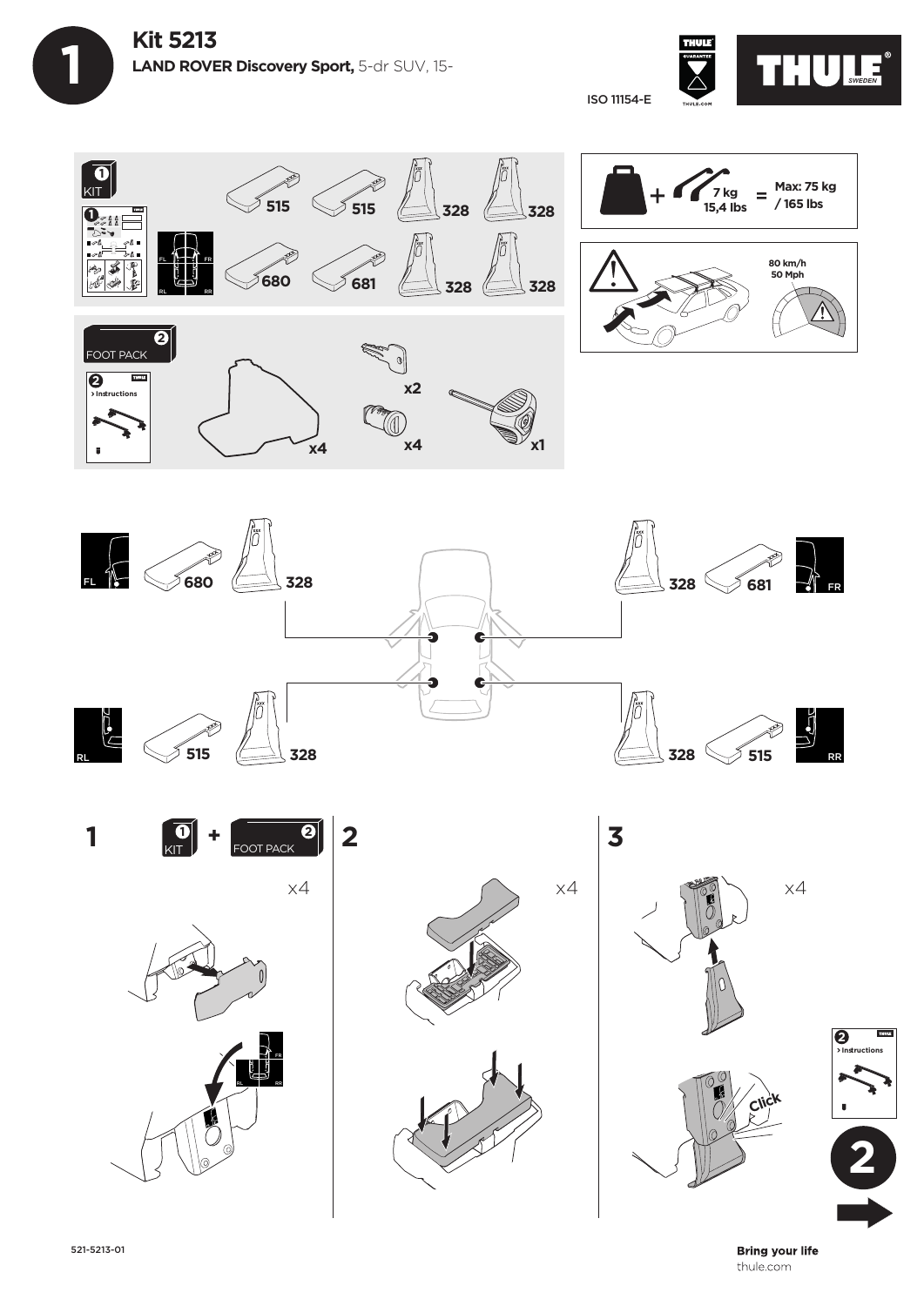# Kit 5213

**LAND ROVER Discovery Sport,** 5-dr SUV, 15-

ISO 11154-E

THULE SWEDEN

1 KIT

515 515 328 328

680 681 328 328

FL FR RL RR

2 FOOT PACK

> Instructions

x4 x2 x4 x1

7 kg 15,4 lbs = Max: 75 kg / 165 lbs

80 km/h 50 Mph

FL 680 328

FR 328 681

RL 515 328

RR 328 515

**1** KIT + FOOT PACK x4

**2** x4

**3** x4

Click

2 > Instructions

2

521-5213-01

**Bring your life**
thule.com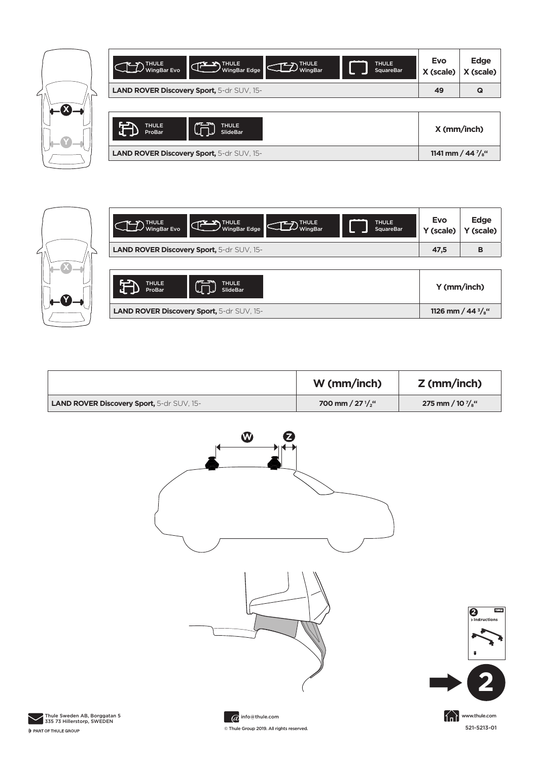| THULE WingBar Evo / THULE WingBar Edge / THULE WingBar / THULE SquareBar | Evo X (scale) | Edge X (scale) |
|---|---|---|
| **LAND ROVER Discovery Sport,** 5-dr SUV, 15- | 49 | Q |

| THULE ProBar / THULE SlideBar | X (mm/inch) |
|---|---|
| **LAND ROVER Discovery Sport,** 5-dr SUV, 15- | 1141 mm / 44 7/8" |

| THULE WingBar Evo / THULE WingBar Edge / THULE WingBar / THULE SquareBar | Evo Y (scale) | Edge Y (scale) |
|---|---|---|
| **LAND ROVER Discovery Sport,** 5-dr SUV, 15- | 47,5 | B |

| THULE ProBar / THULE SlideBar | Y (mm/inch) |
|---|---|
| **LAND ROVER Discovery Sport,** 5-dr SUV, 15- | 1126 mm / 44 3/8" |

| | W (mm/inch) | Z (mm/inch) |
|---|---|---|
| **LAND ROVER Discovery Sport,** 5-dr SUV, 15- | 700 mm / 27 1/2" | 275 mm / 10 7/8" |

W

Z

2 > Instructions

2

Thule Sweden AB, Borggatan 5
335 73 Hillerstorp, SWEDEN

PART OF THULE GROUP

info@thule.com

© Thule Group 2019. All rights reserved.

www.thule.com

521-5213-01